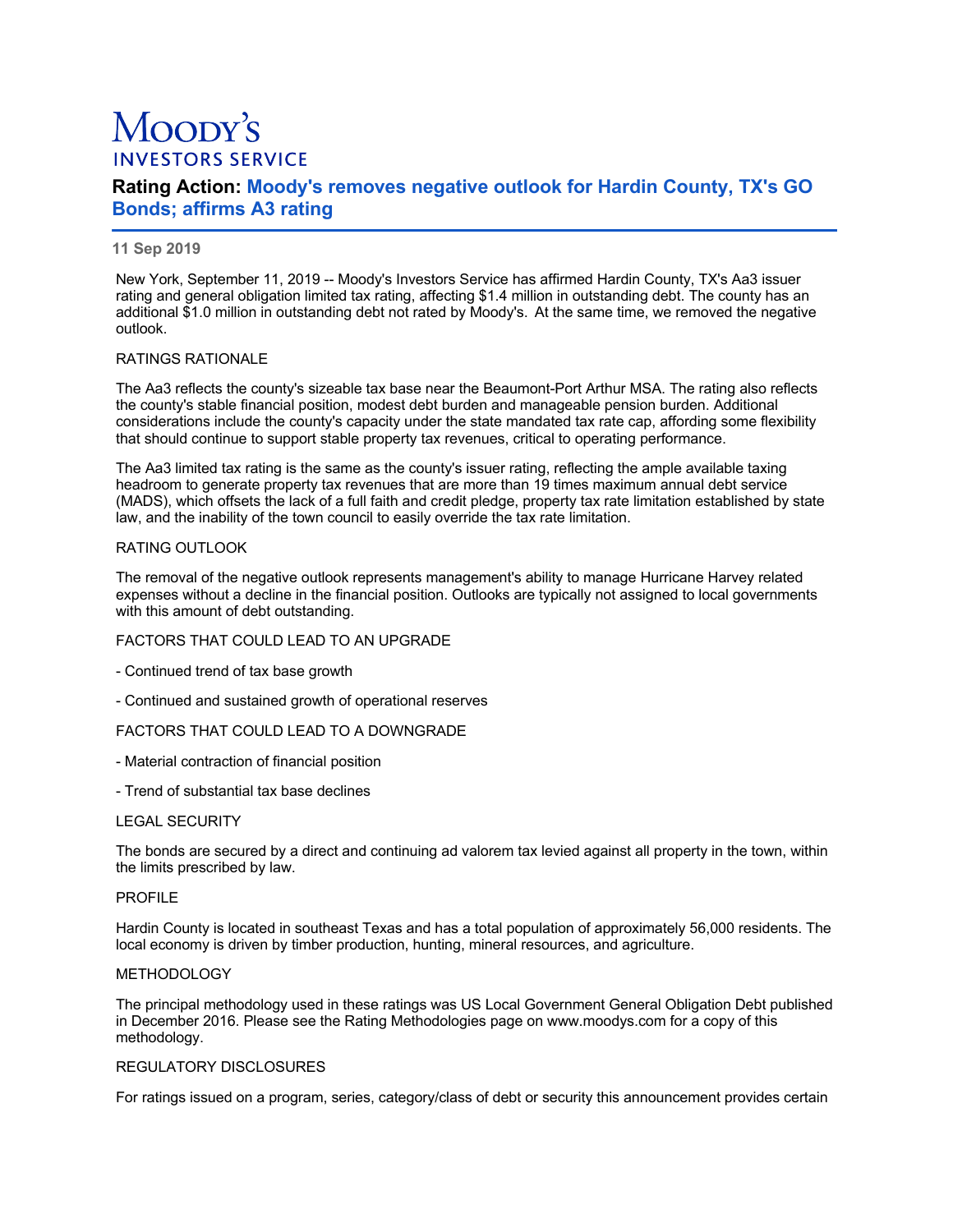# Moody's INVESTORS SERVICE

## Rating Action: Moody's removes negative outlook for Hardin County, TX's GO Bonds; affirms A3 rating

**11 Sep 2019**

New York, September 11, 2019 -- Moody's Investors Service has affirmed Hardin County, TX's Aa3 issuer rating and general obligation limited tax rating, affecting $1.4 million in outstanding debt. The county has an additional $1.0 million in outstanding debt not rated by Moody's. At the same time, we removed the negative outlook.

RATINGS RATIONALE

The Aa3 reflects the county's sizeable tax base near the Beaumont-Port Arthur MSA. The rating also reflects the county's stable financial position, modest debt burden and manageable pension burden. Additional considerations include the county's capacity under the state mandated tax rate cap, affording some flexibility that should continue to support stable property tax revenues, critical to operating performance.

The Aa3 limited tax rating is the same as the county's issuer rating, reflecting the ample available taxing headroom to generate property tax revenues that are more than 19 times maximum annual debt service (MADS), which offsets the lack of a full faith and credit pledge, property tax rate limitation established by state law, and the inability of the town council to easily override the tax rate limitation.

RATING OUTLOOK

The removal of the negative outlook represents management's ability to manage Hurricane Harvey related expenses without a decline in the financial position. Outlooks are typically not assigned to local governments with this amount of debt outstanding.

FACTORS THAT COULD LEAD TO AN UPGRADE

- Continued trend of tax base growth

- Continued and sustained growth of operational reserves

FACTORS THAT COULD LEAD TO A DOWNGRADE

- Material contraction of financial position

- Trend of substantial tax base declines

LEGAL SECURITY

The bonds are secured by a direct and continuing ad valorem tax levied against all property in the town, within the limits prescribed by law.

PROFILE

Hardin County is located in southeast Texas and has a total population of approximately 56,000 residents. The local economy is driven by timber production, hunting, mineral resources, and agriculture.

METHODOLOGY

The principal methodology used in these ratings was US Local Government General Obligation Debt published in December 2016. Please see the Rating Methodologies page on www.moodys.com for a copy of this methodology.

REGULATORY DISCLOSURES

For ratings issued on a program, series, category/class of debt or security this announcement provides certain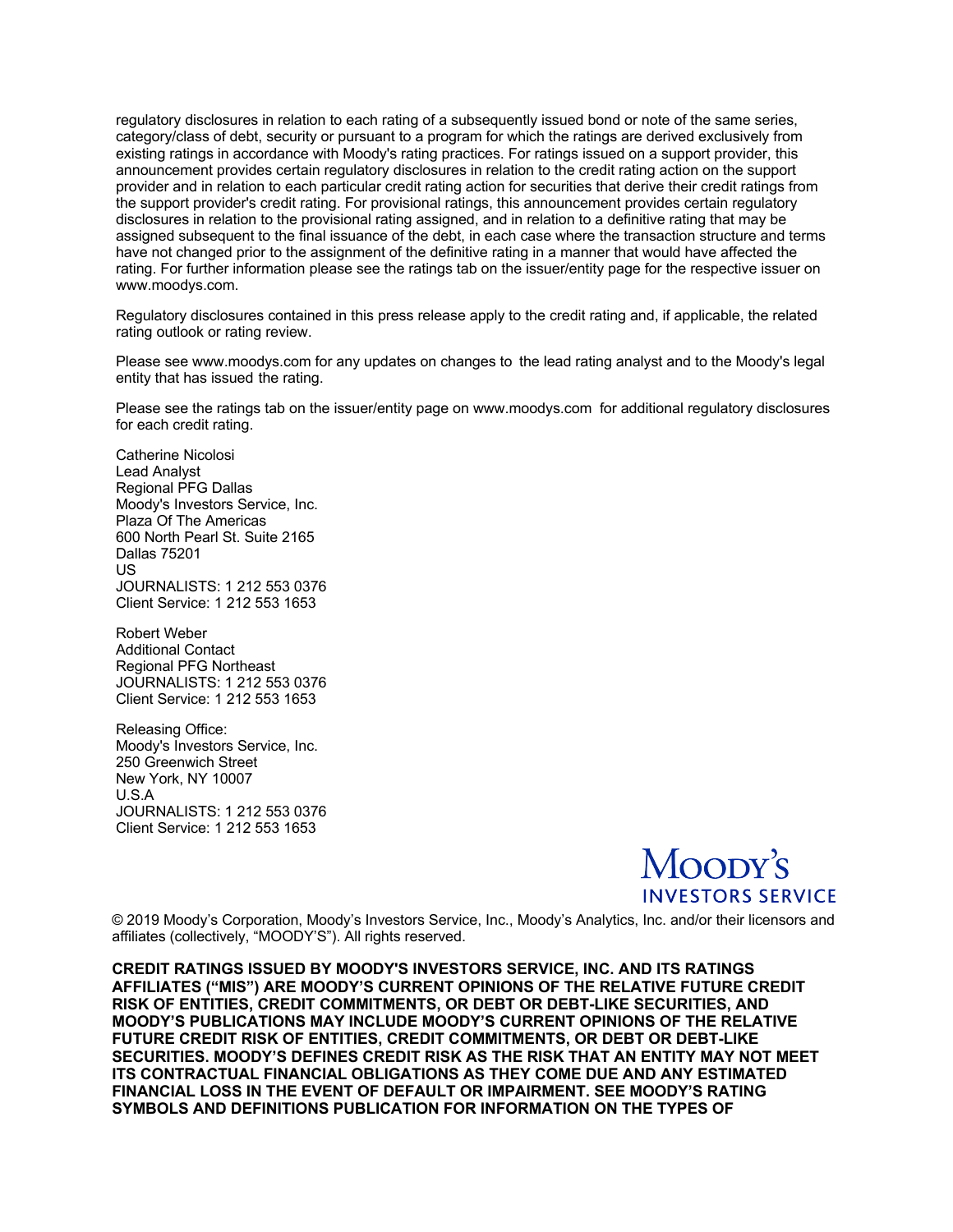regulatory disclosures in relation to each rating of a subsequently issued bond or note of the same series, category/class of debt, security or pursuant to a program for which the ratings are derived exclusively from existing ratings in accordance with Moody's rating practices. For ratings issued on a support provider, this announcement provides certain regulatory disclosures in relation to the credit rating action on the support provider and in relation to each particular credit rating action for securities that derive their credit ratings from the support provider's credit rating. For provisional ratings, this announcement provides certain regulatory disclosures in relation to the provisional rating assigned, and in relation to a definitive rating that may be assigned subsequent to the final issuance of the debt, in each case where the transaction structure and terms have not changed prior to the assignment of the definitive rating in a manner that would have affected the rating. For further information please see the ratings tab on the issuer/entity page for the respective issuer on www.moodys.com.

Regulatory disclosures contained in this press release apply to the credit rating and, if applicable, the related rating outlook or rating review.

Please see www.moodys.com for any updates on changes to the lead rating analyst and to the Moody's legal entity that has issued the rating.

Please see the ratings tab on the issuer/entity page on www.moodys.com for additional regulatory disclosures for each credit rating.

Catherine Nicolosi
Lead Analyst
Regional PFG Dallas
Moody's Investors Service, Inc.
Plaza Of The Americas
600 North Pearl St. Suite 2165
Dallas 75201
US
JOURNALISTS: 1 212 553 0376
Client Service: 1 212 553 1653

Robert Weber
Additional Contact
Regional PFG Northeast
JOURNALISTS: 1 212 553 0376
Client Service: 1 212 553 1653

Releasing Office:
Moody's Investors Service, Inc.
250 Greenwich Street
New York, NY 10007
U.S.A
JOURNALISTS: 1 212 553 0376
Client Service: 1 212 553 1653

MOODY'S INVESTORS SERVICE

© 2019 Moody's Corporation, Moody's Investors Service, Inc., Moody's Analytics, Inc. and/or their licensors and affiliates (collectively, "MOODY'S"). All rights reserved.

**CREDIT RATINGS ISSUED BY MOODY'S INVESTORS SERVICE, INC. AND ITS RATINGS AFFILIATES ("MIS") ARE MOODY'S CURRENT OPINIONS OF THE RELATIVE FUTURE CREDIT RISK OF ENTITIES, CREDIT COMMITMENTS, OR DEBT OR DEBT-LIKE SECURITIES, AND MOODY'S PUBLICATIONS MAY INCLUDE MOODY'S CURRENT OPINIONS OF THE RELATIVE FUTURE CREDIT RISK OF ENTITIES, CREDIT COMMITMENTS, OR DEBT OR DEBT-LIKE SECURITIES. MOODY'S DEFINES CREDIT RISK AS THE RISK THAT AN ENTITY MAY NOT MEET ITS CONTRACTUAL FINANCIAL OBLIGATIONS AS THEY COME DUE AND ANY ESTIMATED FINANCIAL LOSS IN THE EVENT OF DEFAULT OR IMPAIRMENT. SEE MOODY'S RATING SYMBOLS AND DEFINITIONS PUBLICATION FOR INFORMATION ON THE TYPES OF**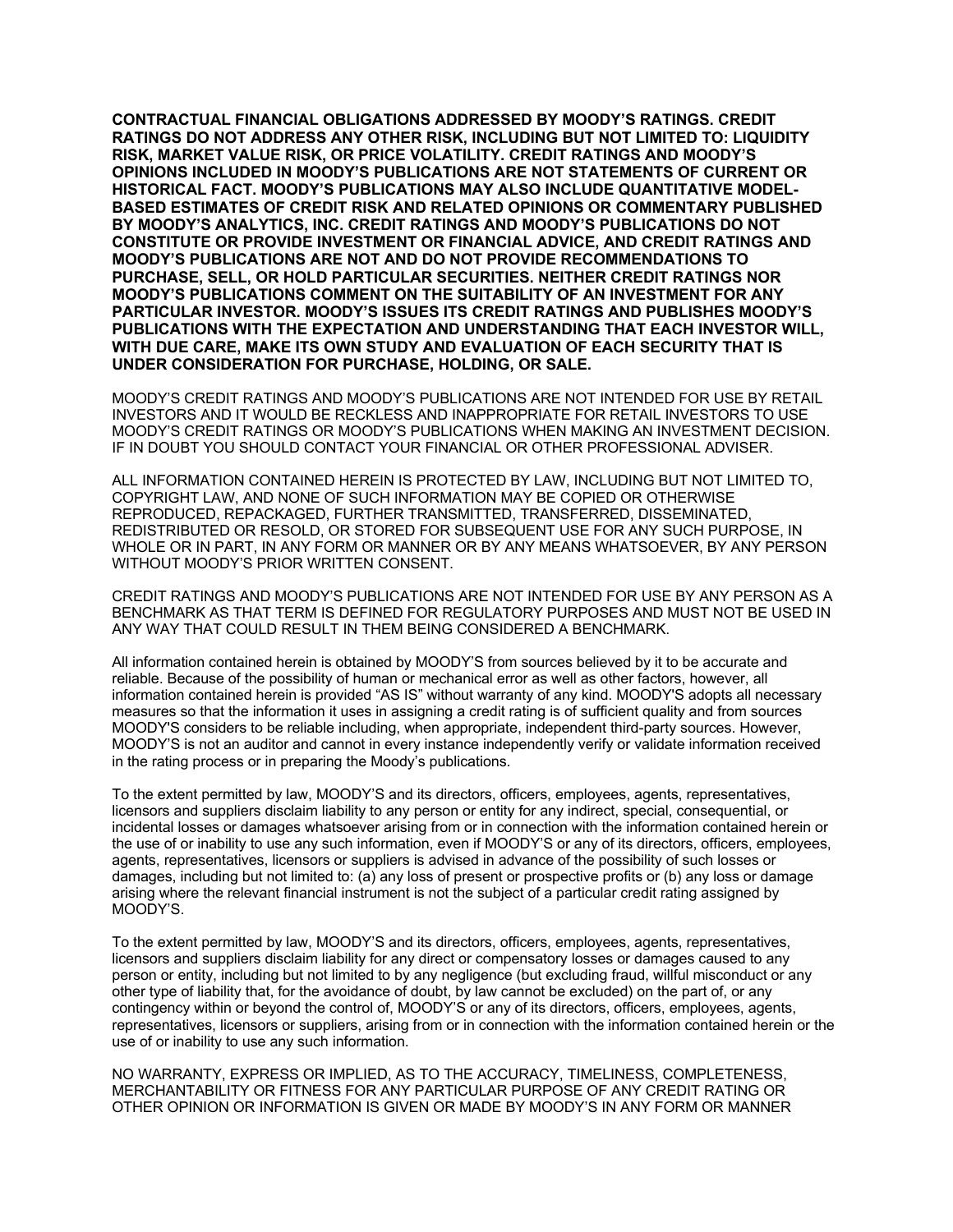**CONTRACTUAL FINANCIAL OBLIGATIONS ADDRESSED BY MOODY'S RATINGS. CREDIT RATINGS DO NOT ADDRESS ANY OTHER RISK, INCLUDING BUT NOT LIMITED TO: LIQUIDITY RISK, MARKET VALUE RISK, OR PRICE VOLATILITY. CREDIT RATINGS AND MOODY'S OPINIONS INCLUDED IN MOODY'S PUBLICATIONS ARE NOT STATEMENTS OF CURRENT OR HISTORICAL FACT. MOODY'S PUBLICATIONS MAY ALSO INCLUDE QUANTITATIVE MODEL-BASED ESTIMATES OF CREDIT RISK AND RELATED OPINIONS OR COMMENTARY PUBLISHED BY MOODY'S ANALYTICS, INC. CREDIT RATINGS AND MOODY'S PUBLICATIONS DO NOT CONSTITUTE OR PROVIDE INVESTMENT OR FINANCIAL ADVICE, AND CREDIT RATINGS AND MOODY'S PUBLICATIONS ARE NOT AND DO NOT PROVIDE RECOMMENDATIONS TO PURCHASE, SELL, OR HOLD PARTICULAR SECURITIES. NEITHER CREDIT RATINGS NOR MOODY'S PUBLICATIONS COMMENT ON THE SUITABILITY OF AN INVESTMENT FOR ANY PARTICULAR INVESTOR. MOODY'S ISSUES ITS CREDIT RATINGS AND PUBLISHES MOODY'S PUBLICATIONS WITH THE EXPECTATION AND UNDERSTANDING THAT EACH INVESTOR WILL, WITH DUE CARE, MAKE ITS OWN STUDY AND EVALUATION OF EACH SECURITY THAT IS UNDER CONSIDERATION FOR PURCHASE, HOLDING, OR SALE.**

MOODY'S CREDIT RATINGS AND MOODY'S PUBLICATIONS ARE NOT INTENDED FOR USE BY RETAIL INVESTORS AND IT WOULD BE RECKLESS AND INAPPROPRIATE FOR RETAIL INVESTORS TO USE MOODY'S CREDIT RATINGS OR MOODY'S PUBLICATIONS WHEN MAKING AN INVESTMENT DECISION. IF IN DOUBT YOU SHOULD CONTACT YOUR FINANCIAL OR OTHER PROFESSIONAL ADVISER.

ALL INFORMATION CONTAINED HEREIN IS PROTECTED BY LAW, INCLUDING BUT NOT LIMITED TO, COPYRIGHT LAW, AND NONE OF SUCH INFORMATION MAY BE COPIED OR OTHERWISE REPRODUCED, REPACKAGED, FURTHER TRANSMITTED, TRANSFERRED, DISSEMINATED, REDISTRIBUTED OR RESOLD, OR STORED FOR SUBSEQUENT USE FOR ANY SUCH PURPOSE, IN WHOLE OR IN PART, IN ANY FORM OR MANNER OR BY ANY MEANS WHATSOEVER, BY ANY PERSON WITHOUT MOODY'S PRIOR WRITTEN CONSENT.

CREDIT RATINGS AND MOODY'S PUBLICATIONS ARE NOT INTENDED FOR USE BY ANY PERSON AS A BENCHMARK AS THAT TERM IS DEFINED FOR REGULATORY PURPOSES AND MUST NOT BE USED IN ANY WAY THAT COULD RESULT IN THEM BEING CONSIDERED A BENCHMARK.

All information contained herein is obtained by MOODY'S from sources believed by it to be accurate and reliable. Because of the possibility of human or mechanical error as well as other factors, however, all information contained herein is provided "AS IS" without warranty of any kind. MOODY'S adopts all necessary measures so that the information it uses in assigning a credit rating is of sufficient quality and from sources MOODY'S considers to be reliable including, when appropriate, independent third-party sources. However, MOODY'S is not an auditor and cannot in every instance independently verify or validate information received in the rating process or in preparing the Moody's publications.

To the extent permitted by law, MOODY'S and its directors, officers, employees, agents, representatives, licensors and suppliers disclaim liability to any person or entity for any indirect, special, consequential, or incidental losses or damages whatsoever arising from or in connection with the information contained herein or the use of or inability to use any such information, even if MOODY'S or any of its directors, officers, employees, agents, representatives, licensors or suppliers is advised in advance of the possibility of such losses or damages, including but not limited to: (a) any loss of present or prospective profits or (b) any loss or damage arising where the relevant financial instrument is not the subject of a particular credit rating assigned by MOODY'S.

To the extent permitted by law, MOODY'S and its directors, officers, employees, agents, representatives, licensors and suppliers disclaim liability for any direct or compensatory losses or damages caused to any person or entity, including but not limited to by any negligence (but excluding fraud, willful misconduct or any other type of liability that, for the avoidance of doubt, by law cannot be excluded) on the part of, or any contingency within or beyond the control of, MOODY'S or any of its directors, officers, employees, agents, representatives, licensors or suppliers, arising from or in connection with the information contained herein or the use of or inability to use any such information.

NO WARRANTY, EXPRESS OR IMPLIED, AS TO THE ACCURACY, TIMELINESS, COMPLETENESS, MERCHANTABILITY OR FITNESS FOR ANY PARTICULAR PURPOSE OF ANY CREDIT RATING OR OTHER OPINION OR INFORMATION IS GIVEN OR MADE BY MOODY'S IN ANY FORM OR MANNER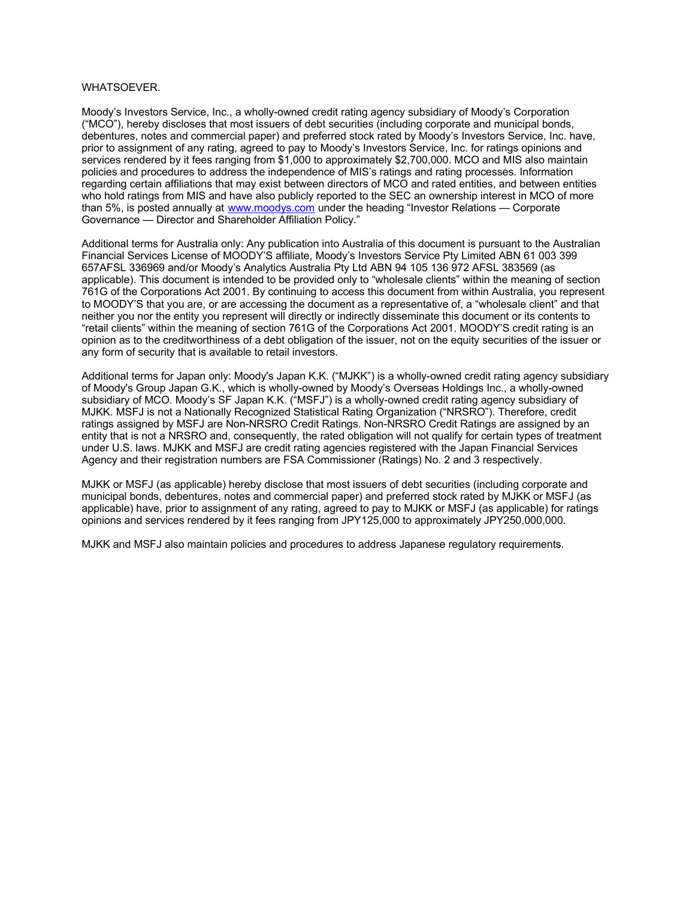WHATSOEVER.

Moody's Investors Service, Inc., a wholly-owned credit rating agency subsidiary of Moody's Corporation ("MCO"), hereby discloses that most issuers of debt securities (including corporate and municipal bonds, debentures, notes and commercial paper) and preferred stock rated by Moody's Investors Service, Inc. have, prior to assignment of any rating, agreed to pay to Moody's Investors Service, Inc. for ratings opinions and services rendered by it fees ranging from $1,000 to approximately $2,700,000. MCO and MIS also maintain policies and procedures to address the independence of MIS's ratings and rating processes. Information regarding certain affiliations that may exist between directors of MCO and rated entities, and between entities who hold ratings from MIS and have also publicly reported to the SEC an ownership interest in MCO of more than 5%, is posted annually at [www.moodys.com](http://www.moodys.com) under the heading "Investor Relations — Corporate Governance — Director and Shareholder Affiliation Policy."

Additional terms for Australia only: Any publication into Australia of this document is pursuant to the Australian Financial Services License of MOODY'S affiliate, Moody's Investors Service Pty Limited ABN 61 003 399 657AFSL 336969 and/or Moody's Analytics Australia Pty Ltd ABN 94 105 136 972 AFSL 383569 (as applicable). This document is intended to be provided only to "wholesale clients" within the meaning of section 761G of the Corporations Act 2001. By continuing to access this document from within Australia, you represent to MOODY'S that you are, or are accessing the document as a representative of, a "wholesale client" and that neither you nor the entity you represent will directly or indirectly disseminate this document or its contents to "retail clients" within the meaning of section 761G of the Corporations Act 2001. MOODY'S credit rating is an opinion as to the creditworthiness of a debt obligation of the issuer, not on the equity securities of the issuer or any form of security that is available to retail investors.

Additional terms for Japan only: Moody's Japan K.K. ("MJKK") is a wholly-owned credit rating agency subsidiary of Moody's Group Japan G.K., which is wholly-owned by Moody's Overseas Holdings Inc., a wholly-owned subsidiary of MCO. Moody's SF Japan K.K. ("MSFJ") is a wholly-owned credit rating agency subsidiary of MJKK. MSFJ is not a Nationally Recognized Statistical Rating Organization ("NRSRO"). Therefore, credit ratings assigned by MSFJ are Non-NRSRO Credit Ratings. Non-NRSRO Credit Ratings are assigned by an entity that is not a NRSRO and, consequently, the rated obligation will not qualify for certain types of treatment under U.S. laws. MJKK and MSFJ are credit rating agencies registered with the Japan Financial Services Agency and their registration numbers are FSA Commissioner (Ratings) No. 2 and 3 respectively.

MJKK or MSFJ (as applicable) hereby disclose that most issuers of debt securities (including corporate and municipal bonds, debentures, notes and commercial paper) and preferred stock rated by MJKK or MSFJ (as applicable) have, prior to assignment of any rating, agreed to pay to MJKK or MSFJ (as applicable) for ratings opinions and services rendered by it fees ranging from JPY125,000 to approximately JPY250,000,000.

MJKK and MSFJ also maintain policies and procedures to address Japanese regulatory requirements.